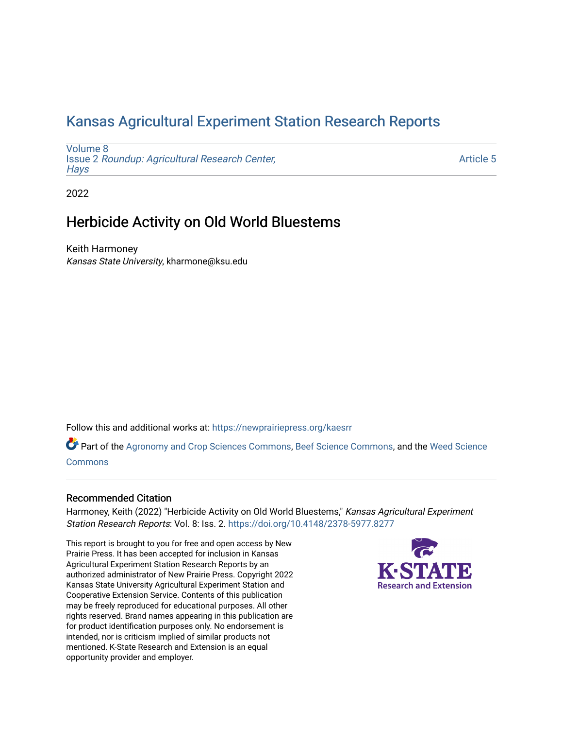# Kansas Agricultural Experiment Station Research Reports

Volume 8
Issue 2 *Roundup: Agricultural Research Center, Hays*

Article 5

2022

## Herbicide Activity on Old World Bluestems

Keith Harmoney
*Kansas State University*, kharmone@ksu.edu

Follow this and additional works at: https://newprairiepress.org/kaesrr

Part of the Agronomy and Crop Sciences Commons, Beef Science Commons, and the Weed Science Commons

### Recommended Citation

Harmoney, Keith (2022) "Herbicide Activity on Old World Bluestems," *Kansas Agricultural Experiment Station Research Reports*: Vol. 8: Iss. 2. https://doi.org/10.4148/2378-5977.8277

This report is brought to you for free and open access by New Prairie Press. It has been accepted for inclusion in Kansas Agricultural Experiment Station Research Reports by an authorized administrator of New Prairie Press. Copyright 2022 Kansas State University Agricultural Experiment Station and Cooperative Extension Service. Contents of this publication may be freely reproduced for educational purposes. All other rights reserved. Brand names appearing in this publication are for product identification purposes only. No endorsement is intended, nor is criticism implied of similar products not mentioned. K-State Research and Extension is an equal opportunity provider and employer.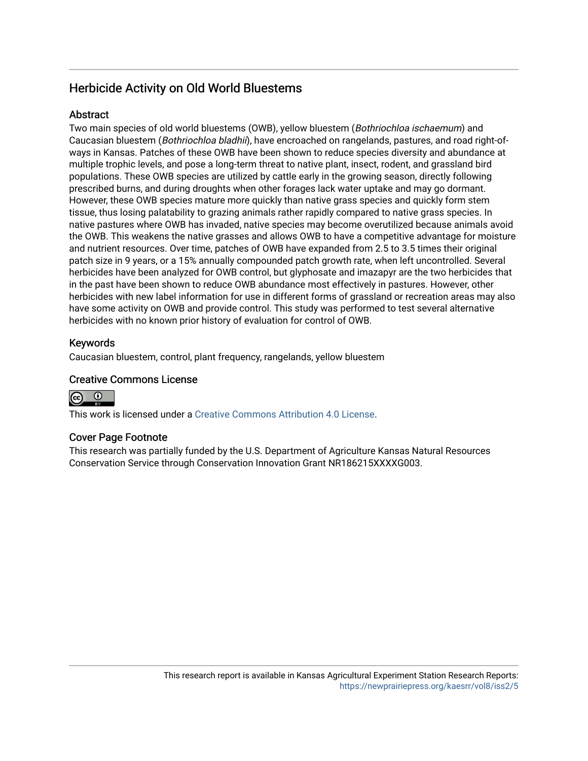## Herbicide Activity on Old World Bluestems

### Abstract

Two main species of old world bluestems (OWB), yellow bluestem (*Bothriochloa ischaemum*) and Caucasian bluestem (*Bothriochloa bladhii*), have encroached on rangelands, pastures, and road right-of-ways in Kansas. Patches of these OWB have been shown to reduce species diversity and abundance at multiple trophic levels, and pose a long-term threat to native plant, insect, rodent, and grassland bird populations. These OWB species are utilized by cattle early in the growing season, directly following prescribed burns, and during droughts when other forages lack water uptake and may go dormant. However, these OWB species mature more quickly than native grass species and quickly form stem tissue, thus losing palatability to grazing animals rather rapidly compared to native grass species. In native pastures where OWB has invaded, native species may become overutilized because animals avoid the OWB. This weakens the native grasses and allows OWB to have a competitive advantage for moisture and nutrient resources. Over time, patches of OWB have expanded from 2.5 to 3.5 times their original patch size in 9 years, or a 15% annually compounded patch growth rate, when left uncontrolled. Several herbicides have been analyzed for OWB control, but glyphosate and imazapyr are the two herbicides that in the past have been shown to reduce OWB abundance most effectively in pastures. However, other herbicides with new label information for use in different forms of grassland or recreation areas may also have some activity on OWB and provide control. This study was performed to test several alternative herbicides with no known prior history of evaluation for control of OWB.

### Keywords

Caucasian bluestem, control, plant frequency, rangelands, yellow bluestem

### Creative Commons License

This work is licensed under a Creative Commons Attribution 4.0 License.

### Cover Page Footnote

This research was partially funded by the U.S. Department of Agriculture Kansas Natural Resources Conservation Service through Conservation Innovation Grant NR186215XXXXG003.

This research report is available in Kansas Agricultural Experiment Station Research Reports: https://newprairiepress.org/kaesrr/vol8/iss2/5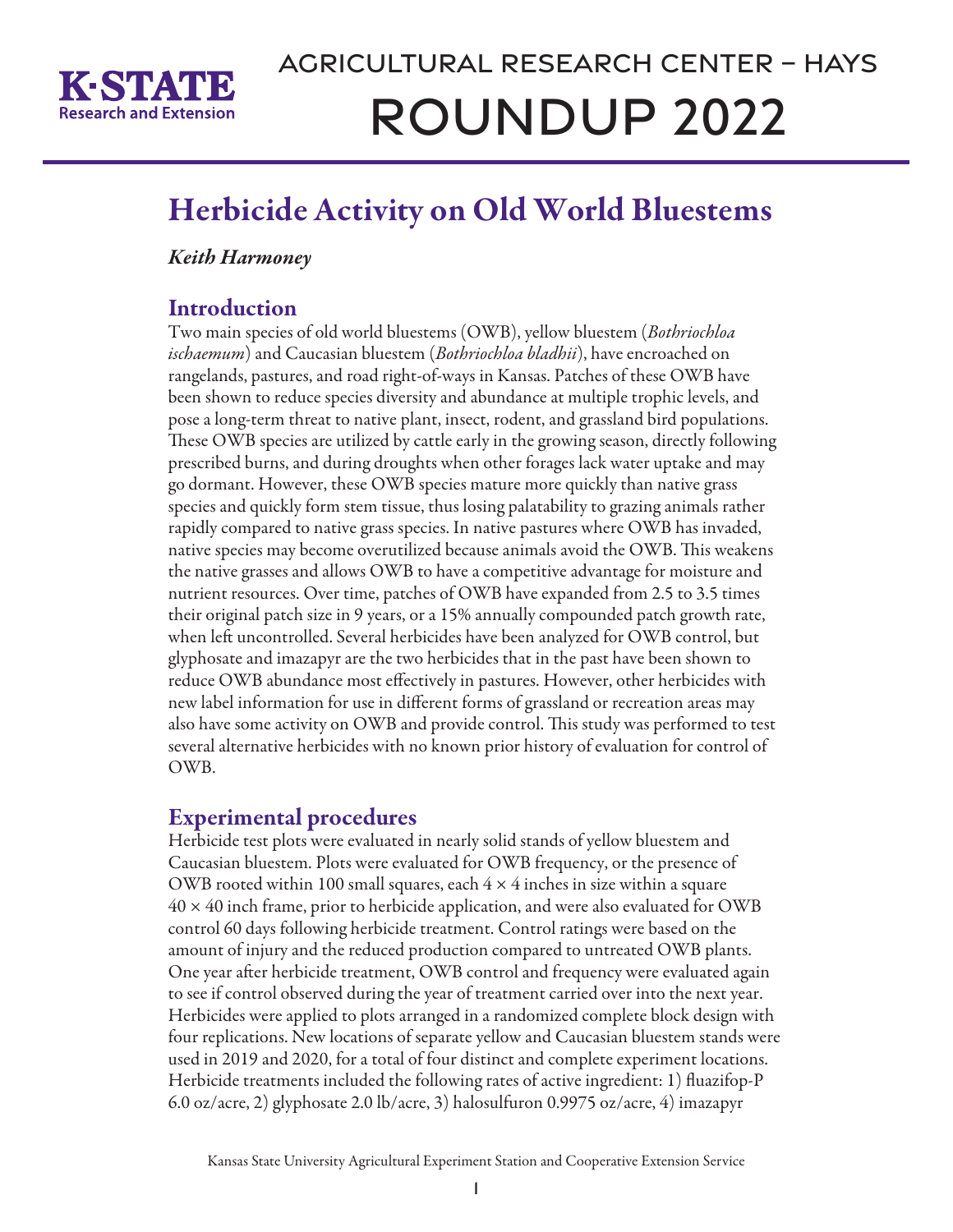# Herbicide Activity on Old World Bluestems

*Keith Harmoney*

## Introduction

Two main species of old world bluestems (OWB), yellow bluestem (*Bothriochloa ischaemum*) and Caucasian bluestem (*Bothriochloa bladhii*), have encroached on rangelands, pastures, and road right-of-ways in Kansas. Patches of these OWB have been shown to reduce species diversity and abundance at multiple trophic levels, and pose a long-term threat to native plant, insect, rodent, and grassland bird populations. These OWB species are utilized by cattle early in the growing season, directly following prescribed burns, and during droughts when other forages lack water uptake and may go dormant. However, these OWB species mature more quickly than native grass species and quickly form stem tissue, thus losing palatability to grazing animals rather rapidly compared to native grass species. In native pastures where OWB has invaded, native species may become overutilized because animals avoid the OWB. This weakens the native grasses and allows OWB to have a competitive advantage for moisture and nutrient resources. Over time, patches of OWB have expanded from 2.5 to 3.5 times their original patch size in 9 years, or a 15% annually compounded patch growth rate, when left uncontrolled. Several herbicides have been analyzed for OWB control, but glyphosate and imazapyr are the two herbicides that in the past have been shown to reduce OWB abundance most effectively in pastures. However, other herbicides with new label information for use in different forms of grassland or recreation areas may also have some activity on OWB and provide control. This study was performed to test several alternative herbicides with no known prior history of evaluation for control of OWB.

## Experimental procedures

Herbicide test plots were evaluated in nearly solid stands of yellow bluestem and Caucasian bluestem. Plots were evaluated for OWB frequency, or the presence of OWB rooted within 100 small squares, each 4 × 4 inches in size within a square 40 × 40 inch frame, prior to herbicide application, and were also evaluated for OWB control 60 days following herbicide treatment. Control ratings were based on the amount of injury and the reduced production compared to untreated OWB plants. One year after herbicide treatment, OWB control and frequency were evaluated again to see if control observed during the year of treatment carried over into the next year. Herbicides were applied to plots arranged in a randomized complete block design with four replications. New locations of separate yellow and Caucasian bluestem stands were used in 2019 and 2020, for a total of four distinct and complete experiment locations. Herbicide treatments included the following rates of active ingredient: 1) fluazifop-P 6.0 oz/acre, 2) glyphosate 2.0 lb/acre, 3) halosulfuron 0.9975 oz/acre, 4) imazapyr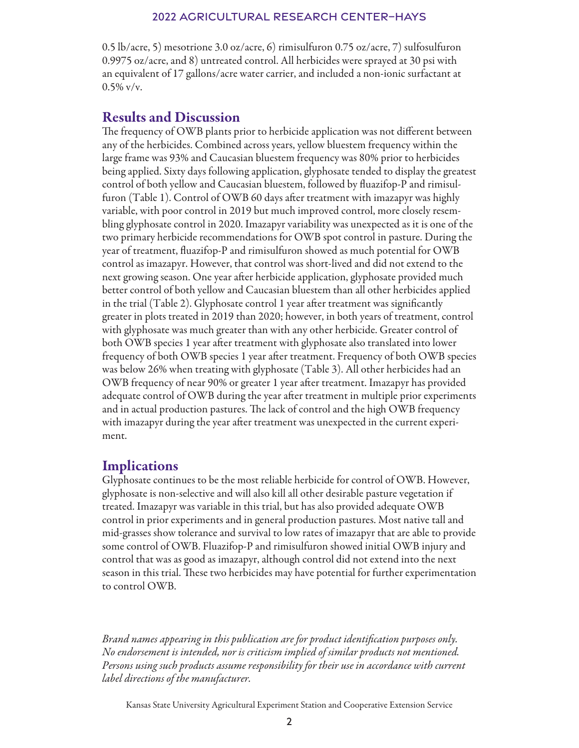0.5 lb/acre, 5) mesotrione 3.0 oz/acre, 6) rimisulfuron 0.75 oz/acre, 7) sulfosulfuron 0.9975 oz/acre, and 8) untreated control. All herbicides were sprayed at 30 psi with an equivalent of 17 gallons/acre water carrier, and included a non-ionic surfactant at 0.5% v/v.

## Results and Discussion

The frequency of OWB plants prior to herbicide application was not different between any of the herbicides. Combined across years, yellow bluestem frequency within the large frame was 93% and Caucasian bluestem frequency was 80% prior to herbicides being applied. Sixty days following application, glyphosate tended to display the greatest control of both yellow and Caucasian bluestem, followed by fluazifop-P and rimisulfuron (Table 1). Control of OWB 60 days after treatment with imazapyr was highly variable, with poor control in 2019 but much improved control, more closely resembling glyphosate control in 2020. Imazapyr variability was unexpected as it is one of the two primary herbicide recommendations for OWB spot control in pasture. During the year of treatment, fluazifop-P and rimisulfuron showed as much potential for OWB control as imazapyr. However, that control was short-lived and did not extend to the next growing season. One year after herbicide application, glyphosate provided much better control of both yellow and Caucasian bluestem than all other herbicides applied in the trial (Table 2). Glyphosate control 1 year after treatment was significantly greater in plots treated in 2019 than 2020; however, in both years of treatment, control with glyphosate was much greater than with any other herbicide. Greater control of both OWB species 1 year after treatment with glyphosate also translated into lower frequency of both OWB species 1 year after treatment. Frequency of both OWB species was below 26% when treating with glyphosate (Table 3). All other herbicides had an OWB frequency of near 90% or greater 1 year after treatment. Imazapyr has provided adequate control of OWB during the year after treatment in multiple prior experiments and in actual production pastures. The lack of control and the high OWB frequency with imazapyr during the year after treatment was unexpected in the current experiment.

## Implications

Glyphosate continues to be the most reliable herbicide for control of OWB. However, glyphosate is non-selective and will also kill all other desirable pasture vegetation if treated. Imazapyr was variable in this trial, but has also provided adequate OWB control in prior experiments and in general production pastures. Most native tall and mid-grasses show tolerance and survival to low rates of imazapyr that are able to provide some control of OWB. Fluazifop-P and rimisulfuron showed initial OWB injury and control that was as good as imazapyr, although control did not extend into the next season in this trial. These two herbicides may have potential for further experimentation to control OWB.

*Brand names appearing in this publication are for product identification purposes only. No endorsement is intended, nor is criticism implied of similar products not mentioned. Persons using such products assume responsibility for their use in accordance with current label directions of the manufacturer.*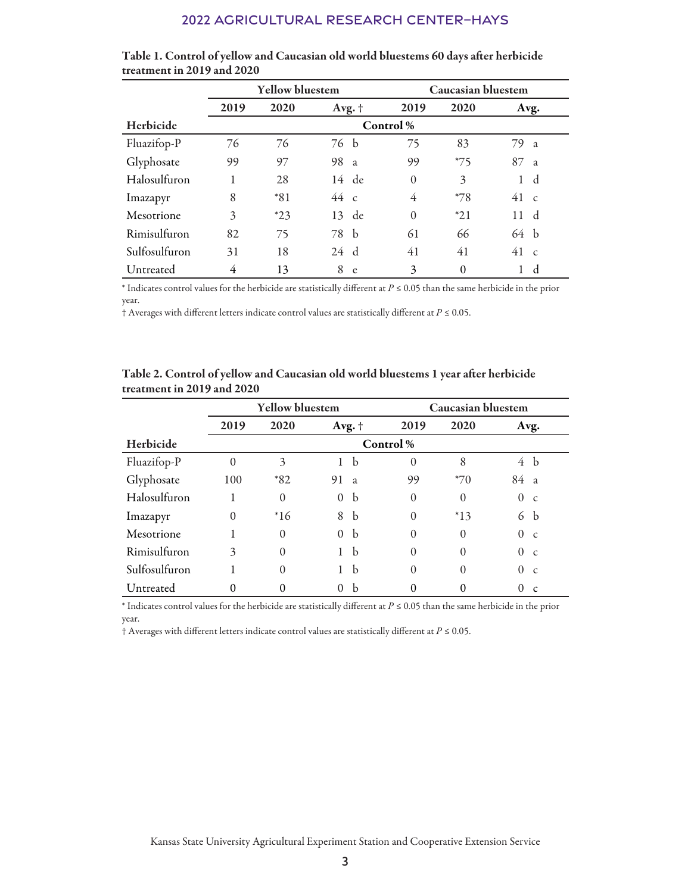**Table 1. Control of yellow and Caucasian old world bluestems 60 days after herbicide treatment in 2019 and 2020**

| | Yellow bluestem | | | Caucasian bluestem | | |
|---|---|---|---|---|---|---|
| | 2019 | 2020 | Avg. † | 2019 | 2020 | Avg. |
| Herbicide | Control % | | | | | |
| Fluazifop-P | 76 | 76 | 76 b | 75 | 83 | 79 a |
| Glyphosate | 99 | 97 | 98 a | 99 | *75 | 87 a |
| Halosulfuron | 1 | 28 | 14 de | 0 | 3 | 1 d |
| Imazapyr | 8 | *81 | 44 c | 4 | *78 | 41 c |
| Mesotrione | 3 | *23 | 13 de | 0 | *21 | 11 d |
| Rimisulfuron | 82 | 75 | 78 b | 61 | 66 | 64 b |
| Sulfosulfuron | 31 | 18 | 24 d | 41 | 41 | 41 c |
| Untreated | 4 | 13 | 8 e | 3 | 0 | 1 d |

* Indicates control values for the herbicide are statistically different at $P \leq 0.05$ than the same herbicide in the prior year.

† Averages with different letters indicate control values are statistically different at $P \leq 0.05$.

**Table 2. Control of yellow and Caucasian old world bluestems 1 year after herbicide treatment in 2019 and 2020**

| | Yellow bluestem | | | Caucasian bluestem | | |
|---|---|---|---|---|---|---|
| | 2019 | 2020 | Avg. † | 2019 | 2020 | Avg. |
| Herbicide | Control % | | | | | |
| Fluazifop-P | 0 | 3 | 1 b | 0 | 8 | 4 b |
| Glyphosate | 100 | *82 | 91 a | 99 | *70 | 84 a |
| Halosulfuron | 1 | 0 | 0 b | 0 | 0 | 0 c |
| Imazapyr | 0 | *16 | 8 b | 0 | *13 | 6 b |
| Mesotrione | 1 | 0 | 0 b | 0 | 0 | 0 c |
| Rimisulfuron | 3 | 0 | 1 b | 0 | 0 | 0 c |
| Sulfosulfuron | 1 | 0 | 1 b | 0 | 0 | 0 c |
| Untreated | 0 | 0 | 0 b | 0 | 0 | 0 c |

* Indicates control values for the herbicide are statistically different at $P \leq 0.05$ than the same herbicide in the prior year.

† Averages with different letters indicate control values are statistically different at $P \leq 0.05$.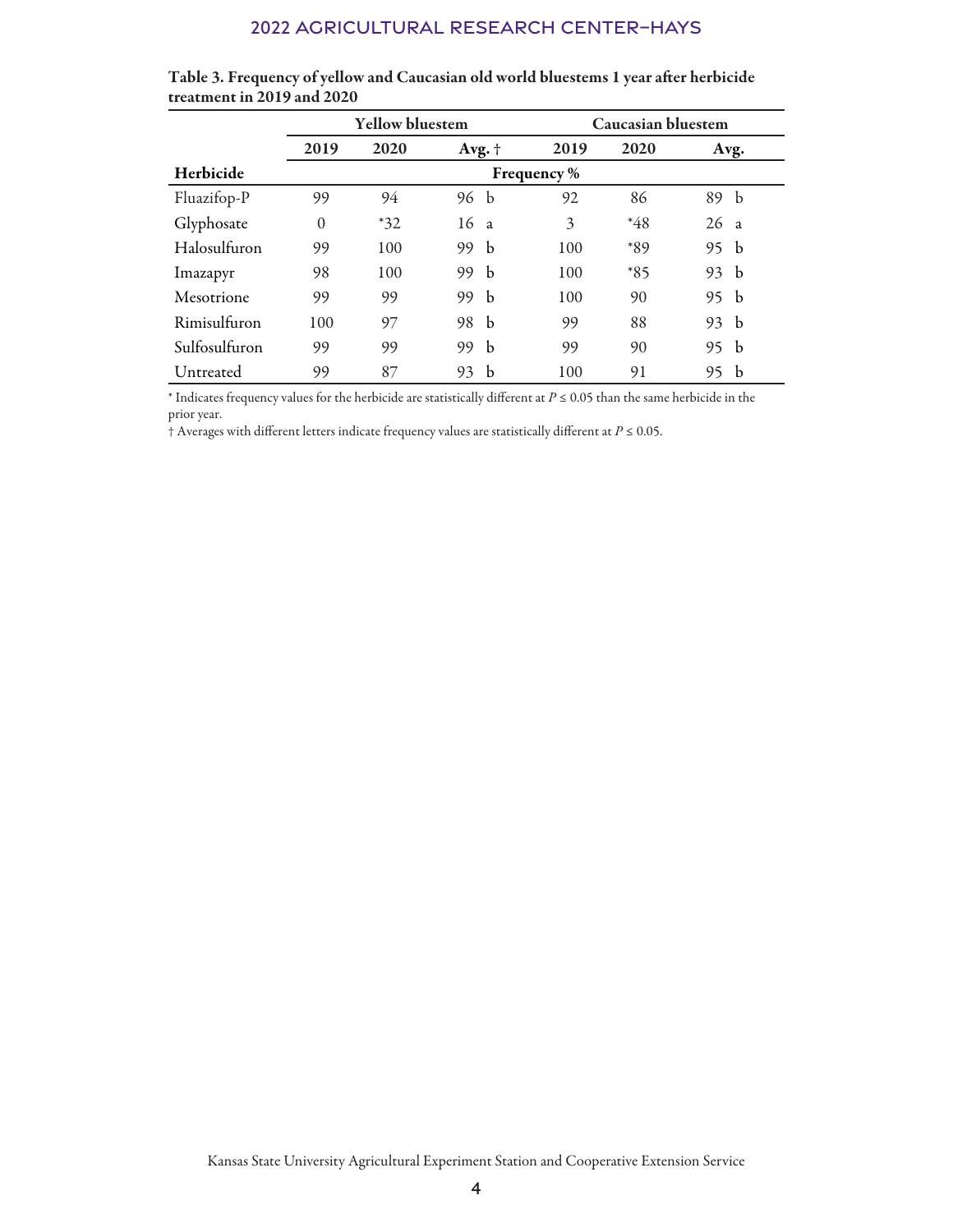**Table 3. Frequency of yellow and Caucasian old world bluestems 1 year after herbicide treatment in 2019 and 2020**

| | Yellow bluestem | | | Caucasian bluestem | | |
|---|---|---|---|---|---|---|
| | 2019 | 2020 | Avg. † | 2019 | 2020 | Avg. |
| **Herbicide** | Frequency % | | | | | |
| Fluazifop-P | 99 | 94 | 96 b | 92 | 86 | 89 b |
| Glyphosate | 0 | *32 | 16 a | 3 | *48 | 26 a |
| Halosulfuron | 99 | 100 | 99 b | 100 | *89 | 95 b |
| Imazapyr | 98 | 100 | 99 b | 100 | *85 | 93 b |
| Mesotrione | 99 | 99 | 99 b | 100 | 90 | 95 b |
| Rimisulfuron | 100 | 97 | 98 b | 99 | 88 | 93 b |
| Sulfosulfuron | 99 | 99 | 99 b | 99 | 90 | 95 b |
| Untreated | 99 | 87 | 93 b | 100 | 91 | 95 b |

* Indicates frequency values for the herbicide are statistically different at $P \leq 0.05$ than the same herbicide in the prior year.

† Averages with different letters indicate frequency values are statistically different at $P \leq 0.05$.